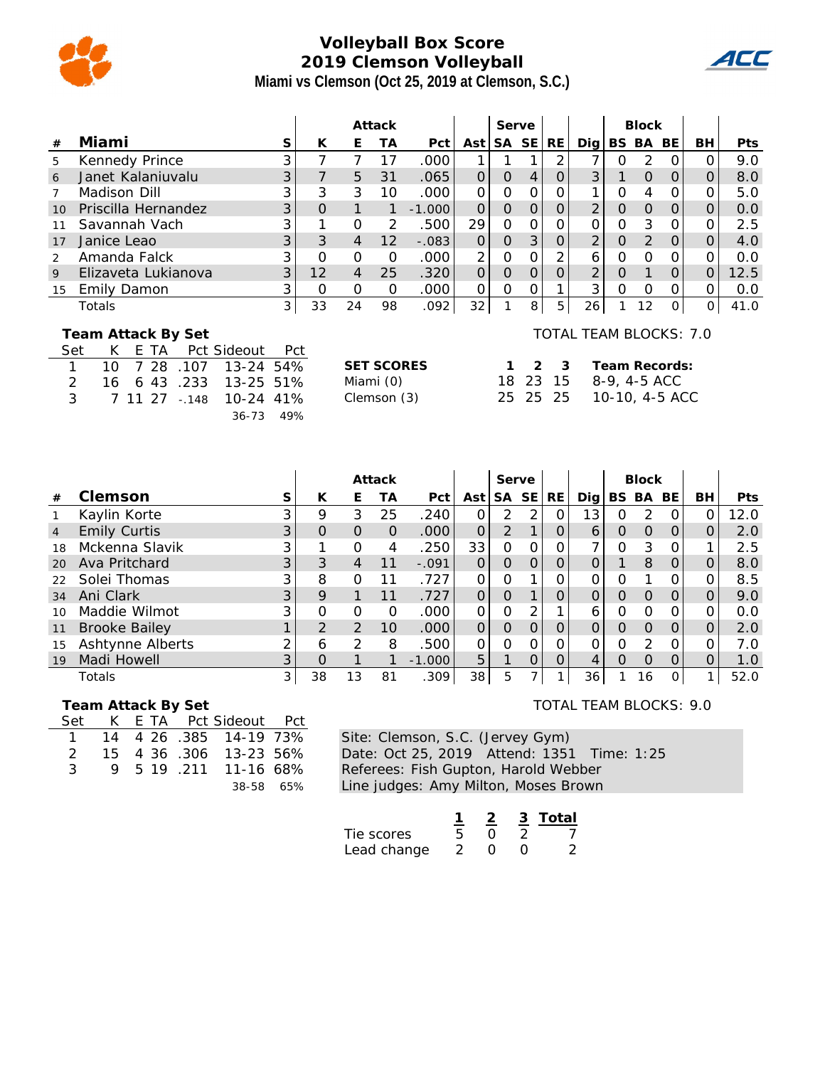# Volleyball Box Score
## 2019 Clemson Volleyball
### Miami vs Clemson (Oct 25, 2019 at Clemson, S.C.)

| # | Miami | S | Attack K | Attack E | Attack TA | Attack Pct | Ast | Serve SA | Serve SE | RE | Dig | Block BS | Block BA | Block BE | BH | Pts |
|---|---|---|---|---|---|---|---|---|---|---|---|---|---|---|---|---|
| 5 | Kennedy Prince | 3 | 7 | 7 | 17 | .000 | 1 | 1 | 1 | 2 | 7 | 0 | 2 | 0 | 0 | 9.0 |
| 6 | Janet Kalaniuvalu | 3 | 7 | 5 | 31 | .065 | 0 | 0 | 4 | 0 | 3 | 1 | 0 | 0 | 0 | 8.0 |
| 7 | Madison Dill | 3 | 3 | 3 | 10 | .000 | 0 | 0 | 0 | 0 | 1 | 0 | 4 | 0 | 0 | 5.0 |
| 10 | Priscilla Hernandez | 3 | 0 | 1 | 1 | -1.000 | 0 | 0 | 0 | 0 | 2 | 0 | 0 | 0 | 0 | 0.0 |
| 11 | Savannah Vach | 3 | 1 | 0 | 2 | .500 | 29 | 0 | 0 | 0 | 0 | 0 | 3 | 0 | 0 | 2.5 |
| 17 | Janice Leao | 3 | 3 | 4 | 12 | -.083 | 0 | 0 | 3 | 0 | 2 | 0 | 2 | 0 | 0 | 4.0 |
| 2 | Amanda Falck | 3 | 0 | 0 | 0 | .000 | 2 | 0 | 0 | 2 | 6 | 0 | 0 | 0 | 0 | 0.0 |
| 9 | Elizaveta Lukianova | 3 | 12 | 4 | 25 | .320 | 0 | 0 | 0 | 0 | 2 | 0 | 1 | 0 | 0 | 12.5 |
| 15 | Emily Damon | 3 | 0 | 0 | 0 | .000 | 0 | 0 | 0 | 1 | 3 | 0 | 0 | 0 | 0 | 0.0 |
| | Totals | 3 | 33 | 24 | 98 | .092 | 32 | 1 | 8 | 5 | 26 | 1 | 12 | 0 | 0 | 41.0 |

TOTAL TEAM BLOCKS: 7.0

**Team Attack By Set**

| Set | K | E | TA | Pct | Sideout | Pct |
|---|---|---|---|---|---|---|
| 1 | 10 | 7 | 28 | .107 | 13-24 | 54% |
| 2 | 16 | 6 | 43 | .233 | 13-25 | 51% |
| 3 | 7 | 11 | 27 | -.148 | 10-24 | 41% |
| | | | | | 36-73 | 49% |

| SET SCORES | 1 | 2 | 3 | Team Records: |
|---|---|---|---|---|
| Miami (0) | 18 | 23 | 15 | 8-9, 4-5 ACC |
| Clemson (3) | 25 | 25 | 25 | 10-10, 4-5 ACC |

| # | Clemson | S | Attack K | Attack E | Attack TA | Attack Pct | Ast | Serve SA | Serve SE | RE | Dig | Block BS | Block BA | Block BE | BH | Pts |
|---|---|---|---|---|---|---|---|---|---|---|---|---|---|---|---|---|
| 1 | Kaylin Korte | 3 | 9 | 3 | 25 | .240 | 0 | 2 | 2 | 0 | 13 | 0 | 2 | 0 | 0 | 12.0 |
| 4 | Emily Curtis | 3 | 0 | 0 | 0 | .000 | 0 | 2 | 1 | 0 | 6 | 0 | 0 | 0 | 0 | 2.0 |
| 18 | Mckenna Slavik | 3 | 1 | 0 | 4 | .250 | 33 | 0 | 0 | 0 | 7 | 0 | 3 | 0 | 1 | 2.5 |
| 20 | Ava Pritchard | 3 | 3 | 4 | 11 | -.091 | 0 | 0 | 0 | 0 | 0 | 1 | 8 | 0 | 0 | 8.0 |
| 22 | Solei Thomas | 3 | 8 | 0 | 11 | .727 | 0 | 0 | 1 | 0 | 0 | 0 | 1 | 0 | 0 | 8.5 |
| 34 | Ani Clark | 3 | 9 | 1 | 11 | .727 | 0 | 0 | 1 | 0 | 0 | 0 | 0 | 0 | 0 | 9.0 |
| 10 | Maddie Wilmot | 3 | 0 | 0 | 0 | .000 | 0 | 0 | 2 | 1 | 6 | 0 | 0 | 0 | 0 | 0.0 |
| 11 | Brooke Bailey | 1 | 2 | 2 | 10 | .000 | 0 | 0 | 0 | 0 | 0 | 0 | 0 | 0 | 0 | 2.0 |
| 15 | Ashtynne Alberts | 2 | 6 | 2 | 8 | .500 | 0 | 0 | 0 | 0 | 0 | 0 | 2 | 0 | 0 | 7.0 |
| 19 | Madi Howell | 3 | 0 | 1 | 1 | -1.000 | 5 | 1 | 0 | 0 | 4 | 0 | 0 | 0 | 0 | 1.0 |
| | Totals | 3 | 38 | 13 | 81 | .309 | 38 | 5 | 7 | 1 | 36 | 1 | 16 | 0 | 1 | 52.0 |

TOTAL TEAM BLOCKS: 9.0

**Team Attack By Set**

| Set | K | E | TA | Pct | Sideout | Pct |
|---|---|---|---|---|---|---|
| 1 | 14 | 4 | 26 | .385 | 14-19 | 73% |
| 2 | 15 | 4 | 36 | .306 | 13-23 | 56% |
| 3 | 9 | 5 | 19 | .211 | 11-16 | 68% |
| | | | | | 38-58 | 65% |

Site: Clemson, S.C. (Jervey Gym)
Date: Oct 25, 2019 Attend: 1351 Time: 1:25
Referees: Fish Gupton, Harold Webber
Line judges: Amy Milton, Moses Brown

| | 1 | 2 | 3 | Total |
|---|---|---|---|---|
| Tie scores | 5 | 0 | 2 | 7 |
| Lead change | 2 | 0 | 0 | 2 |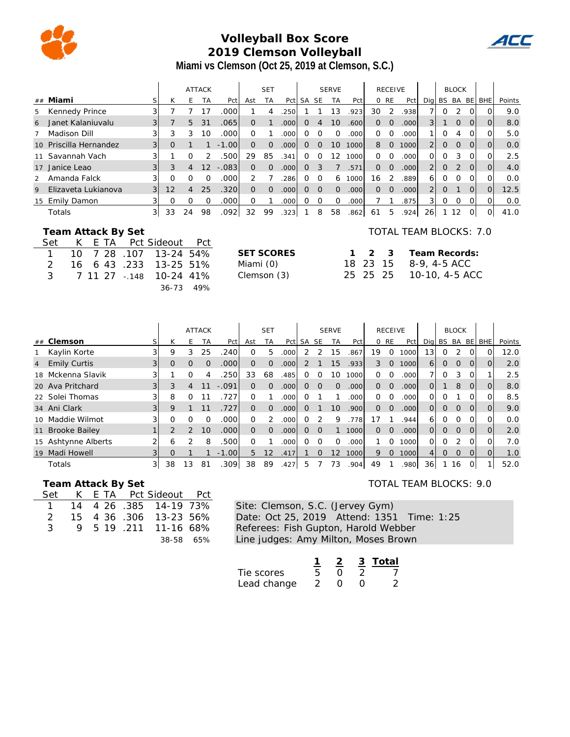# Volleyball Box Score
## 2019 Clemson Volleyball
### Miami vs Clemson (Oct 25, 2019 at Clemson, S.C.)

| ## | Miami | S | ATTACK K | E | TA | Pct | SET Ast | TA | Pct | SERVE SA | SE | TA | Pct | RECEIVE 0 | RE | Pct | Dig | BLOCK BS | BA | BE | BHE | Points |
|---|---|---|---|---|---|---|---|---|---|---|---|---|---|---|---|---|---|---|---|---|---|---|
| 5 | Kennedy Prince | 3 | 7 | 7 | 17 | .000 | 1 | 4 | .250 | 1 | 1 | 13 | .923 | 30 | 2 | .938 | 7 | 0 | 2 | 0 | 0 | 9.0 |
| 6 | Janet Kalaniuvalu | 3 | 7 | 5 | 31 | .065 | 0 | 1 | .000 | 0 | 4 | 10 | .600 | 0 | 0 | .000 | 3 | 1 | 0 | 0 | 0 | 8.0 |
| 7 | Madison Dill | 3 | 3 | 3 | 10 | .000 | 0 | 1 | .000 | 0 | 0 | 0 | .000 | 0 | 0 | .000 | 1 | 0 | 4 | 0 | 0 | 5.0 |
| 10 | Priscilla Hernandez | 3 | 0 | 1 | 1 | -1.00 | 0 | 0 | .000 | 0 | 0 | 10 | 1000 | 8 | 0 | 1000 | 2 | 0 | 0 | 0 | 0 | 0.0 |
| 11 | Savannah Vach | 3 | 1 | 0 | 2 | .500 | 29 | 85 | .341 | 0 | 0 | 12 | 1000 | 0 | 0 | .000 | 0 | 0 | 3 | 0 | 0 | 2.5 |
| 17 | Janice Leao | 3 | 3 | 4 | 12 | -.083 | 0 | 0 | .000 | 0 | 3 | 7 | .571 | 0 | 0 | .000 | 2 | 0 | 2 | 0 | 0 | 4.0 |
| 2 | Amanda Falck | 3 | 0 | 0 | 0 | .000 | 2 | 7 | .286 | 0 | 0 | 6 | 1000 | 16 | 2 | .889 | 6 | 0 | 0 | 0 | 0 | 0.0 |
| 9 | Elizaveta Lukianova | 3 | 12 | 4 | 25 | .320 | 0 | 0 | .000 | 0 | 0 | 0 | .000 | 0 | 0 | .000 | 2 | 0 | 1 | 0 | 0 | 12.5 |
| 15 | Emily Damon | 3 | 0 | 0 | 0 | .000 | 0 | 1 | .000 | 0 | 0 | 0 | .000 | 7 | 1 | .875 | 3 | 0 | 0 | 0 | 0 | 0.0 |
| | Totals | 3 | 33 | 24 | 98 | .092 | 32 | 99 | .323 | 1 | 8 | 58 | .862 | 61 | 5 | .924 | 26 | 1 | 12 | 0 | 0 | 41.0 |

**Team Attack By Set**

| Set | K | E | TA | Pct | Sideout | Pct |
|---|---|---|---|---|---|---|
| 1 | 10 | 7 | 28 | .107 | 13-24 | 54% |
| 2 | 16 | 6 | 43 | .233 | 13-25 | 51% |
| 3 | 7 | 11 | 27 | -.148 | 10-24 | 41% |
| | | | | | 36-73 | 49% |

TOTAL TEAM BLOCKS: 7.0

| SET SCORES | 1 | 2 | 3 | Team Records: |
|---|---|---|---|---|
| Miami (0) | 18 | 23 | 15 | 8-9, 4-5 ACC |
| Clemson (3) | 25 | 25 | 25 | 10-10, 4-5 ACC |

| ## | Clemson | S | ATTACK K | E | TA | Pct | SET Ast | TA | Pct | SERVE SA | SE | TA | Pct | RECEIVE 0 | RE | Pct | Dig | BLOCK BS | BA | BE | BHE | Points |
|---|---|---|---|---|---|---|---|---|---|---|---|---|---|---|---|---|---|---|---|---|---|---|
| 1 | Kaylin Korte | 3 | 9 | 3 | 25 | .240 | 0 | 5 | .000 | 2 | 2 | 15 | .867 | 19 | 0 | 1000 | 13 | 0 | 2 | 0 | 0 | 12.0 |
| 4 | Emily Curtis | 3 | 0 | 0 | 0 | .000 | 0 | 0 | .000 | 2 | 1 | 15 | .933 | 3 | 0 | 1000 | 6 | 0 | 0 | 0 | 0 | 2.0 |
| 18 | Mckenna Slavik | 3 | 1 | 0 | 4 | .250 | 33 | 68 | .485 | 0 | 0 | 10 | 1000 | 0 | 0 | .000 | 7 | 0 | 3 | 0 | 1 | 2.5 |
| 20 | Ava Pritchard | 3 | 3 | 4 | 11 | -.091 | 0 | 0 | .000 | 0 | 0 | 0 | .000 | 0 | 0 | .000 | 0 | 1 | 8 | 0 | 0 | 8.0 |
| 22 | Solei Thomas | 3 | 8 | 0 | 11 | .727 | 0 | 1 | .000 | 0 | 1 | 1 | .000 | 0 | 0 | .000 | 0 | 0 | 1 | 0 | 0 | 8.5 |
| 34 | Ani Clark | 3 | 9 | 1 | 11 | .727 | 0 | 0 | .000 | 0 | 1 | 10 | .900 | 0 | 0 | .000 | 0 | 0 | 0 | 0 | 0 | 9.0 |
| 10 | Maddie Wilmot | 3 | 0 | 0 | 0 | .000 | 0 | 2 | .000 | 0 | 2 | 9 | .778 | 17 | 1 | .944 | 6 | 0 | 0 | 0 | 0 | 0.0 |
| 11 | Brooke Bailey | 1 | 2 | 2 | 10 | .000 | 0 | 0 | .000 | 0 | 0 | 1 | 1000 | 0 | 0 | .000 | 0 | 0 | 0 | 0 | 0 | 2.0 |
| 15 | Ashtynne Alberts | 2 | 6 | 2 | 8 | .500 | 0 | 1 | .000 | 0 | 0 | 0 | .000 | 1 | 0 | 1000 | 0 | 0 | 2 | 0 | 0 | 7.0 |
| 19 | Madi Howell | 3 | 0 | 1 | 1 | -1.00 | 5 | 12 | .417 | 1 | 0 | 12 | 1000 | 9 | 0 | 1000 | 4 | 0 | 0 | 0 | 0 | 1.0 |
| | Totals | 3 | 38 | 13 | 81 | .309 | 38 | 89 | .427 | 5 | 7 | 73 | .904 | 49 | 1 | .980 | 36 | 1 | 16 | 0 | 1 | 52.0 |

**Team Attack By Set**

| Set | K | E | TA | Pct | Sideout | Pct |
|---|---|---|---|---|---|---|
| 1 | 14 | 4 | 26 | .385 | 14-19 | 73% |
| 2 | 15 | 4 | 36 | .306 | 13-23 | 56% |
| 3 | 9 | 5 | 19 | .211 | 11-16 | 68% |
| | | | | | 38-58 | 65% |

TOTAL TEAM BLOCKS: 9.0

Site: Clemson, S.C. (Jervey Gym)
Date: Oct 25, 2019 Attend: 1351 Time: 1:25
Referees: Fish Gupton, Harold Webber
Line judges: Amy Milton, Moses Brown

| | 1 | 2 | 3 | Total |
|---|---|---|---|---|
| Tie scores | 5 | 0 | 2 | 7 |
| Lead change | 2 | 0 | 0 | 2 |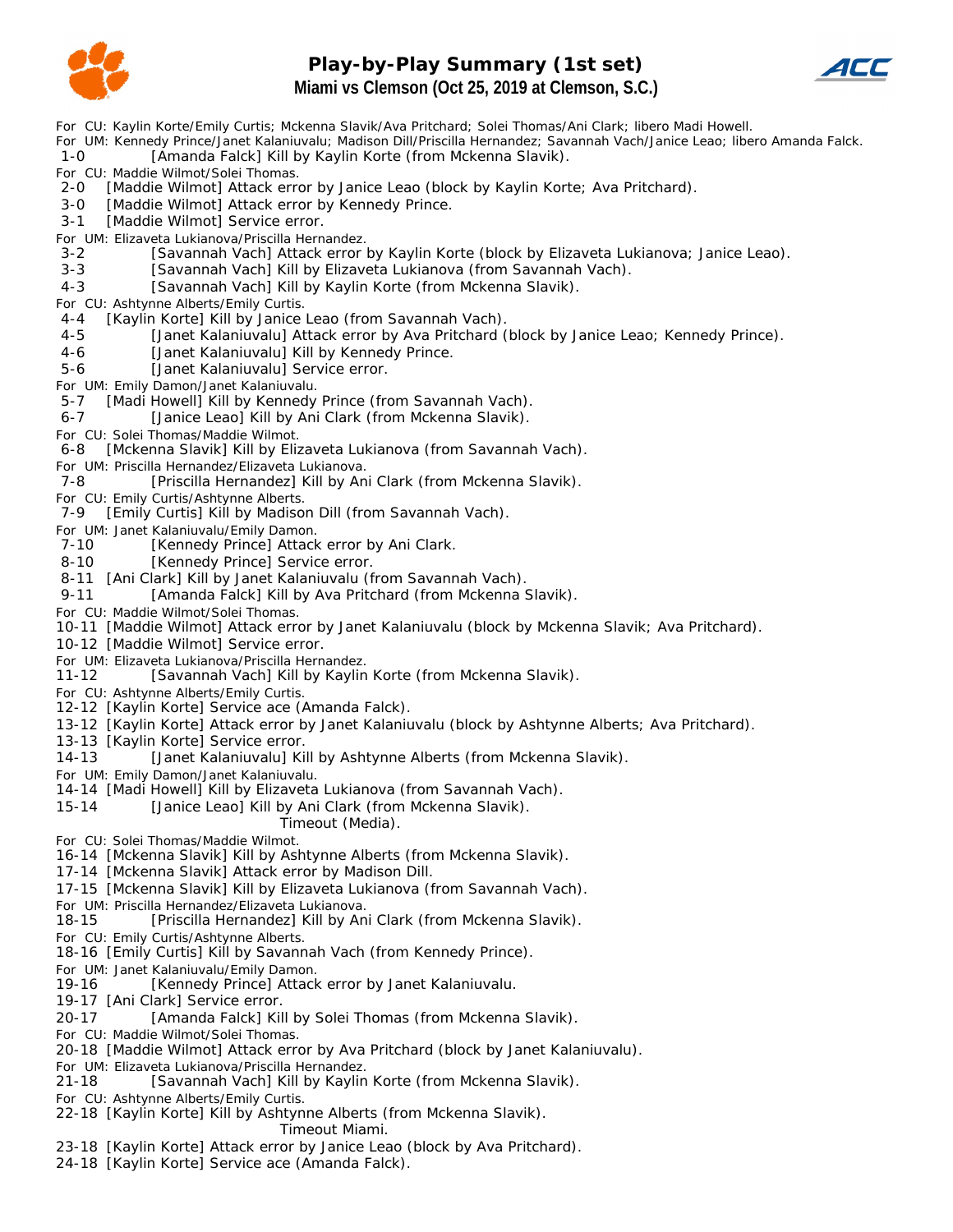# Play-by-Play Summary (1st set)

## Miami vs Clemson (Oct 25, 2019 at Clemson, S.C.)

For CU: Kaylin Korte/Emily Curtis; Mckenna Slavik/Ava Pritchard; Solei Thomas/Ani Clark; libero Madi Howell.
For UM: Kennedy Prince/Janet Kalaniuvalu; Madison Dill/Priscilla Hernandez; Savannah Vach/Janice Leao; libero Amanda Falck.
1-0 [Amanda Falck] Kill by Kaylin Korte (from Mckenna Slavik).
For CU: Maddie Wilmot/Solei Thomas.
2-0 [Maddie Wilmot] Attack error by Janice Leao (block by Kaylin Korte; Ava Pritchard).
3-0 [Maddie Wilmot] Attack error by Kennedy Prince.
3-1 [Maddie Wilmot] Service error.
For UM: Elizaveta Lukianova/Priscilla Hernandez.
3-2 [Savannah Vach] Attack error by Kaylin Korte (block by Elizaveta Lukianova; Janice Leao).
3-3 [Savannah Vach] Kill by Elizaveta Lukianova (from Savannah Vach).
4-3 [Savannah Vach] Kill by Kaylin Korte (from Mckenna Slavik).
For CU: Ashtynne Alberts/Emily Curtis.
4-4 [Kaylin Korte] Kill by Janice Leao (from Savannah Vach).
4-5 [Janet Kalaniuvalu] Attack error by Ava Pritchard (block by Janice Leao; Kennedy Prince).
4-6 [Janet Kalaniuvalu] Kill by Kennedy Prince.
5-6 [Janet Kalaniuvalu] Service error.
For UM: Emily Damon/Janet Kalaniuvalu.
5-7 [Madi Howell] Kill by Kennedy Prince (from Savannah Vach).
6-7 [Janice Leao] Kill by Ani Clark (from Mckenna Slavik).
For CU: Solei Thomas/Maddie Wilmot.
6-8 [Mckenna Slavik] Kill by Elizaveta Lukianova (from Savannah Vach).
For UM: Priscilla Hernandez/Elizaveta Lukianova.
7-8 [Priscilla Hernandez] Kill by Ani Clark (from Mckenna Slavik).
For CU: Emily Curtis/Ashtynne Alberts.
7-9 [Emily Curtis] Kill by Madison Dill (from Savannah Vach).
For UM: Janet Kalaniuvalu/Emily Damon.
7-10 [Kennedy Prince] Attack error by Ani Clark.
8-10 [Kennedy Prince] Service error.
8-11 [Ani Clark] Kill by Janet Kalaniuvalu (from Savannah Vach).
9-11 [Amanda Falck] Kill by Ava Pritchard (from Mckenna Slavik).
For CU: Maddie Wilmot/Solei Thomas.
10-11 [Maddie Wilmot] Attack error by Janet Kalaniuvalu (block by Mckenna Slavik; Ava Pritchard).
10-12 [Maddie Wilmot] Service error.
For UM: Elizaveta Lukianova/Priscilla Hernandez.
11-12 [Savannah Vach] Kill by Kaylin Korte (from Mckenna Slavik).
For CU: Ashtynne Alberts/Emily Curtis.
12-12 [Kaylin Korte] Service ace (Amanda Falck).
13-12 [Kaylin Korte] Attack error by Janet Kalaniuvalu (block by Ashtynne Alberts; Ava Pritchard).
13-13 [Kaylin Korte] Service error.
14-13 [Janet Kalaniuvalu] Kill by Ashtynne Alberts (from Mckenna Slavik).
For UM: Emily Damon/Janet Kalaniuvalu.
14-14 [Madi Howell] Kill by Elizaveta Lukianova (from Savannah Vach).
15-14 [Janice Leao] Kill by Ani Clark (from Mckenna Slavik).
Timeout (Media).
For CU: Solei Thomas/Maddie Wilmot.
16-14 [Mckenna Slavik] Kill by Ashtynne Alberts (from Mckenna Slavik).
17-14 [Mckenna Slavik] Attack error by Madison Dill.
17-15 [Mckenna Slavik] Kill by Elizaveta Lukianova (from Savannah Vach).
For UM: Priscilla Hernandez/Elizaveta Lukianova.
18-15 [Priscilla Hernandez] Kill by Ani Clark (from Mckenna Slavik).
For CU: Emily Curtis/Ashtynne Alberts.
18-16 [Emily Curtis] Kill by Savannah Vach (from Kennedy Prince).
For UM: Janet Kalaniuvalu/Emily Damon.
19-16 [Kennedy Prince] Attack error by Janet Kalaniuvalu.
19-17 [Ani Clark] Service error.
20-17 [Amanda Falck] Kill by Solei Thomas (from Mckenna Slavik).
For CU: Maddie Wilmot/Solei Thomas.
20-18 [Maddie Wilmot] Attack error by Ava Pritchard (block by Janet Kalaniuvalu).
For UM: Elizaveta Lukianova/Priscilla Hernandez.
21-18 [Savannah Vach] Kill by Kaylin Korte (from Mckenna Slavik).
For CU: Ashtynne Alberts/Emily Curtis.
22-18 [Kaylin Korte] Kill by Ashtynne Alberts (from Mckenna Slavik).
Timeout Miami.
23-18 [Kaylin Korte] Attack error by Janice Leao (block by Ava Pritchard).
24-18 [Kaylin Korte] Service ace (Amanda Falck).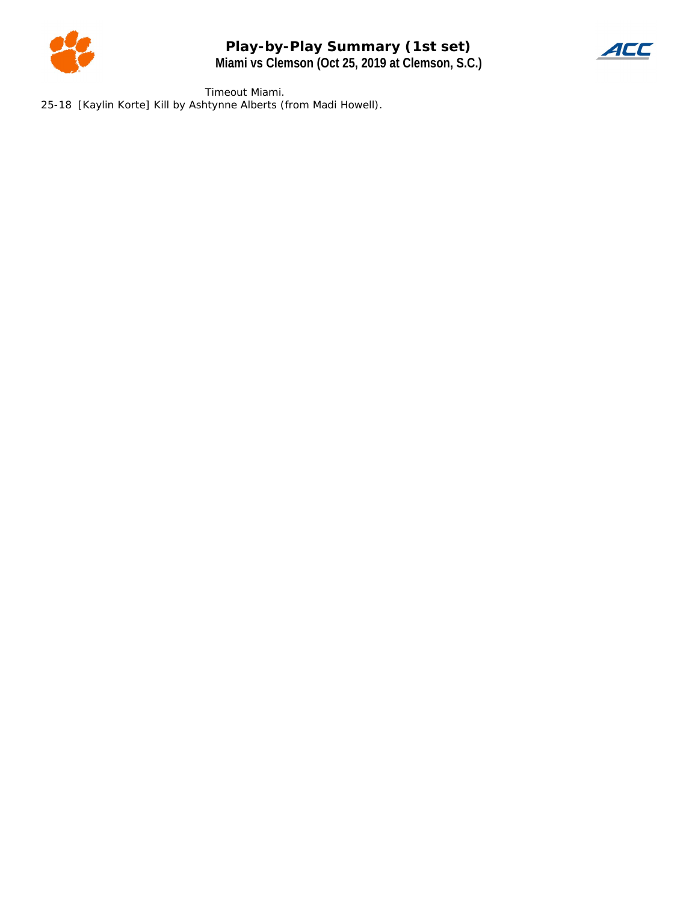# Play-by-Play Summary (1st set)

## Miami vs Clemson (Oct 25, 2019 at Clemson, S.C.)

Timeout Miami.

25-18 [Kaylin Korte] Kill by Ashtynne Alberts (from Madi Howell).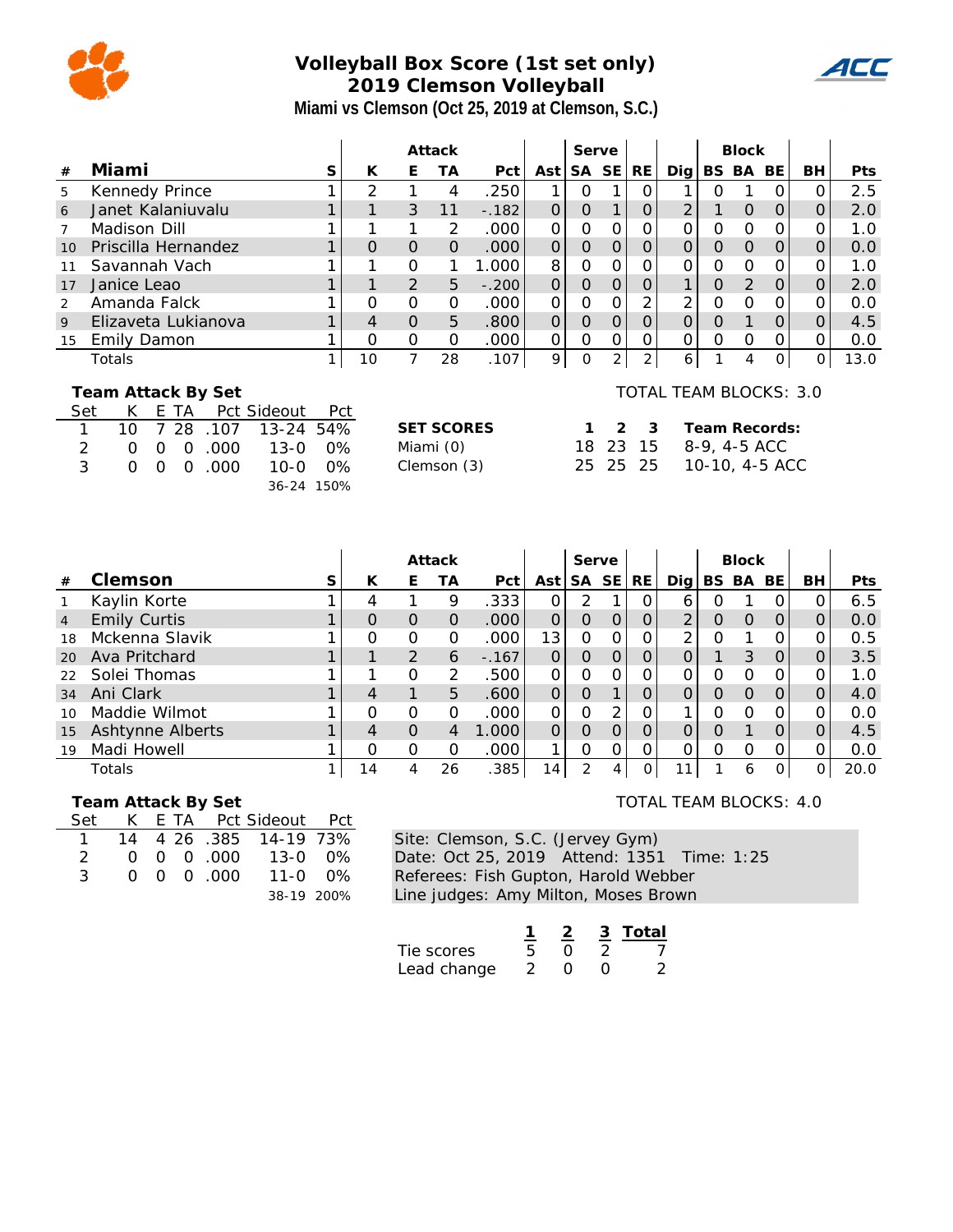# Volleyball Box Score (1st set only)
## 2019 Clemson Volleyball
### Miami vs Clemson (Oct 25, 2019 at Clemson, S.C.)

| # | Miami | S | K | E | TA | Pct | Ast | SA | SE | RE | Dig | BS | BA | BE | BH | Pts |
|---|---|---|---|---|---|---|---|---|---|---|---|---|---|---|---|---|
| | | | Attack | | | | | Serve | | | | Block | | | | |
| 5 | Kennedy Prince | 1 | 2 | 1 | 4 | .250 | 1 | 0 | 1 | 0 | 1 | 0 | 1 | 0 | 0 | 2.5 |
| 6 | Janet Kalaniuvalu | 1 | 1 | 3 | 11 | -.182 | 0 | 0 | 1 | 0 | 2 | 1 | 0 | 0 | 0 | 2.0 |
| 7 | Madison Dill | 1 | 1 | 1 | 2 | .000 | 0 | 0 | 0 | 0 | 0 | 0 | 0 | 0 | 0 | 1.0 |
| 10 | Priscilla Hernandez | 1 | 0 | 0 | 0 | .000 | 0 | 0 | 0 | 0 | 0 | 0 | 0 | 0 | 0 | 0.0 |
| 11 | Savannah Vach | 1 | 1 | 0 | 1 | 1.000 | 8 | 0 | 0 | 0 | 0 | 0 | 0 | 0 | 0 | 1.0 |
| 17 | Janice Leao | 1 | 1 | 2 | 5 | -.200 | 0 | 0 | 0 | 0 | 1 | 0 | 2 | 0 | 0 | 2.0 |
| 2 | Amanda Falck | 1 | 0 | 0 | 0 | .000 | 0 | 0 | 0 | 2 | 2 | 0 | 0 | 0 | 0 | 0.0 |
| 9 | Elizaveta Lukianova | 1 | 4 | 0 | 5 | .800 | 0 | 0 | 0 | 0 | 0 | 0 | 1 | 0 | 0 | 4.5 |
| 15 | Emily Damon | 1 | 0 | 0 | 0 | .000 | 0 | 0 | 0 | 0 | 0 | 0 | 0 | 0 | 0 | 0.0 |
| | Totals | 1 | 10 | 7 | 28 | .107 | 9 | 0 | 2 | 2 | 6 | 1 | 4 | 0 | 0 | 13.0 |

**Team Attack By Set**

| Set | K | E | TA | Pct | Sideout | Pct |
|---|---|---|---|---|---|---|
| 1 | 10 | 7 | 28 | .107 | 13-24 | 54% |
| 2 | 0 | 0 | 0 | .000 | 13-0 | 0% |
| 3 | 0 | 0 | 0 | .000 | 10-0 | 0% |
| | | | | | 36-24 | 150% |

TOTAL TEAM BLOCKS: 3.0

| SET SCORES | 1 | 2 | 3 | Team Records: |
|---|---|---|---|---|
| Miami (0) | 18 | 23 | 15 | 8-9, 4-5 ACC |
| Clemson (3) | 25 | 25 | 25 | 10-10, 4-5 ACC |

| # | Clemson | S | K | E | TA | Pct | Ast | SA | SE | RE | Dig | BS | BA | BE | BH | Pts |
|---|---|---|---|---|---|---|---|---|---|---|---|---|---|---|---|---|
| | | | Attack | | | | | Serve | | | | Block | | | | |
| 1 | Kaylin Korte | 1 | 4 | 1 | 9 | .333 | 0 | 2 | 1 | 0 | 6 | 0 | 1 | 0 | 0 | 6.5 |
| 4 | Emily Curtis | 1 | 0 | 0 | 0 | .000 | 0 | 0 | 0 | 0 | 2 | 0 | 0 | 0 | 0 | 0.0 |
| 18 | Mckenna Slavik | 1 | 0 | 0 | 0 | .000 | 13 | 0 | 0 | 0 | 2 | 0 | 1 | 0 | 0 | 0.5 |
| 20 | Ava Pritchard | 1 | 1 | 2 | 6 | -.167 | 0 | 0 | 0 | 0 | 0 | 1 | 3 | 0 | 0 | 3.5 |
| 22 | Solei Thomas | 1 | 1 | 0 | 2 | .500 | 0 | 0 | 0 | 0 | 0 | 0 | 0 | 0 | 0 | 1.0 |
| 34 | Ani Clark | 1 | 4 | 1 | 5 | .600 | 0 | 0 | 1 | 0 | 0 | 0 | 0 | 0 | 0 | 4.0 |
| 10 | Maddie Wilmot | 1 | 0 | 0 | 0 | .000 | 0 | 0 | 2 | 0 | 1 | 0 | 0 | 0 | 0 | 0.0 |
| 15 | Ashtynne Alberts | 1 | 4 | 0 | 4 | 1.000 | 0 | 0 | 0 | 0 | 0 | 0 | 1 | 0 | 0 | 4.5 |
| 19 | Madi Howell | 1 | 0 | 0 | 0 | .000 | 1 | 0 | 0 | 0 | 0 | 0 | 0 | 0 | 0 | 0.0 |
| | Totals | 1 | 14 | 4 | 26 | .385 | 14 | 2 | 4 | 0 | 11 | 1 | 6 | 0 | 0 | 20.0 |

**Team Attack By Set**

| Set | K | E | TA | Pct | Sideout | Pct |
|---|---|---|---|---|---|---|
| 1 | 14 | 4 | 26 | .385 | 14-19 | 73% |
| 2 | 0 | 0 | 0 | .000 | 13-0 | 0% |
| 3 | 0 | 0 | 0 | .000 | 11-0 | 0% |
| | | | | | 38-19 | 200% |

TOTAL TEAM BLOCKS: 4.0

Site: Clemson, S.C. (Jervey Gym)
Date: Oct 25, 2019 Attend: 1351 Time: 1:25
Referees: Fish Gupton, Harold Webber
Line judges: Amy Milton, Moses Brown

| | 1 | 2 | 3 | Total |
|---|---|---|---|---|
| Tie scores | 5 | 0 | 2 | 7 |
| Lead change | 2 | 0 | 0 | 2 |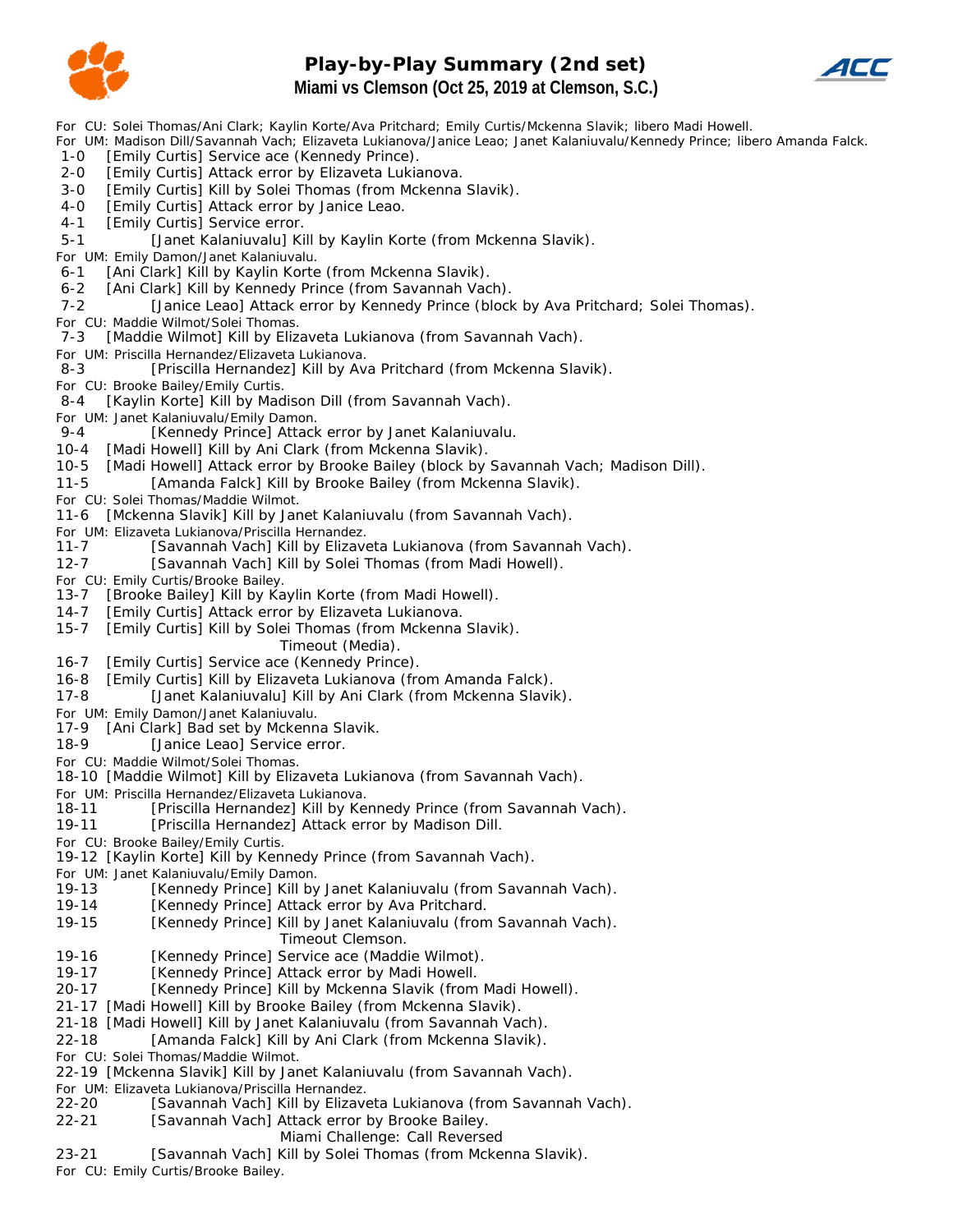# Play-by-Play Summary (2nd set)

## Miami vs Clemson (Oct 25, 2019 at Clemson, S.C.)

For CU: Solei Thomas/Ani Clark; Kaylin Korte/Ava Pritchard; Emily Curtis/Mckenna Slavik; libero Madi Howell.
For UM: Madison Dill/Savannah Vach; Elizaveta Lukianova/Janice Leao; Janet Kalaniuvalu/Kennedy Prince; libero Amanda Falck.

1-0 [Emily Curtis] Service ace (Kennedy Prince).
2-0 [Emily Curtis] Attack error by Elizaveta Lukianova.
3-0 [Emily Curtis] Kill by Solei Thomas (from Mckenna Slavik).
4-0 [Emily Curtis] Attack error by Janice Leao.
4-1 [Emily Curtis] Service error.
5-1 [Janet Kalaniuvalu] Kill by Kaylin Korte (from Mckenna Slavik).
For UM: Emily Damon/Janet Kalaniuvalu.
6-1 [Ani Clark] Kill by Kaylin Korte (from Mckenna Slavik).
6-2 [Ani Clark] Kill by Kennedy Prince (from Savannah Vach).
7-2 [Janice Leao] Attack error by Kennedy Prince (block by Ava Pritchard; Solei Thomas).
For CU: Maddie Wilmot/Solei Thomas.
7-3 [Maddie Wilmot] Kill by Elizaveta Lukianova (from Savannah Vach).
For UM: Priscilla Hernandez/Elizaveta Lukianova.
8-3 [Priscilla Hernandez] Kill by Ava Pritchard (from Mckenna Slavik).
For CU: Brooke Bailey/Emily Curtis.
8-4 [Kaylin Korte] Kill by Madison Dill (from Savannah Vach).
For UM: Janet Kalaniuvalu/Emily Damon.
9-4 [Kennedy Prince] Attack error by Janet Kalaniuvalu.
10-4 [Madi Howell] Kill by Ani Clark (from Mckenna Slavik).
10-5 [Madi Howell] Attack error by Brooke Bailey (block by Savannah Vach; Madison Dill).
11-5 [Amanda Falck] Kill by Brooke Bailey (from Mckenna Slavik).
For CU: Solei Thomas/Maddie Wilmot.
11-6 [Mckenna Slavik] Kill by Janet Kalaniuvalu (from Savannah Vach).
For UM: Elizaveta Lukianova/Priscilla Hernandez.
11-7 [Savannah Vach] Kill by Elizaveta Lukianova (from Savannah Vach).
12-7 [Savannah Vach] Kill by Solei Thomas (from Madi Howell).
For CU: Emily Curtis/Brooke Bailey.
13-7 [Brooke Bailey] Kill by Kaylin Korte (from Madi Howell).
14-7 [Emily Curtis] Attack error by Elizaveta Lukianova.
15-7 [Emily Curtis] Kill by Solei Thomas (from Mckenna Slavik).
Timeout (Media).
16-7 [Emily Curtis] Service ace (Kennedy Prince).
16-8 [Emily Curtis] Kill by Elizaveta Lukianova (from Amanda Falck).
17-8 [Janet Kalaniuvalu] Kill by Ani Clark (from Mckenna Slavik).
For UM: Emily Damon/Janet Kalaniuvalu.
17-9 [Ani Clark] Bad set by Mckenna Slavik.
18-9 [Janice Leao] Service error.
For CU: Maddie Wilmot/Solei Thomas.
18-10 [Maddie Wilmot] Kill by Elizaveta Lukianova (from Savannah Vach).
For UM: Priscilla Hernandez/Elizaveta Lukianova.
18-11 [Priscilla Hernandez] Kill by Kennedy Prince (from Savannah Vach).
19-11 [Priscilla Hernandez] Attack error by Madison Dill.
For CU: Brooke Bailey/Emily Curtis.
19-12 [Kaylin Korte] Kill by Kennedy Prince (from Savannah Vach).
For UM: Janet Kalaniuvalu/Emily Damon.
19-13 [Kennedy Prince] Kill by Janet Kalaniuvalu (from Savannah Vach).
19-14 [Kennedy Prince] Attack error by Ava Pritchard.
19-15 [Kennedy Prince] Kill by Janet Kalaniuvalu (from Savannah Vach).
Timeout Clemson.
19-16 [Kennedy Prince] Service ace (Maddie Wilmot).
19-17 [Kennedy Prince] Attack error by Madi Howell.
20-17 [Kennedy Prince] Kill by Mckenna Slavik (from Madi Howell).
21-17 [Madi Howell] Kill by Brooke Bailey (from Mckenna Slavik).
21-18 [Madi Howell] Kill by Janet Kalaniuvalu (from Savannah Vach).
22-18 [Amanda Falck] Kill by Ani Clark (from Mckenna Slavik).
For CU: Solei Thomas/Maddie Wilmot.
22-19 [Mckenna Slavik] Kill by Janet Kalaniuvalu (from Savannah Vach).
For UM: Elizaveta Lukianova/Priscilla Hernandez.
22-20 [Savannah Vach] Kill by Elizaveta Lukianova (from Savannah Vach).
22-21 [Savannah Vach] Attack error by Brooke Bailey.
Miami Challenge: Call Reversed
23-21 [Savannah Vach] Kill by Solei Thomas (from Mckenna Slavik).
For CU: Emily Curtis/Brooke Bailey.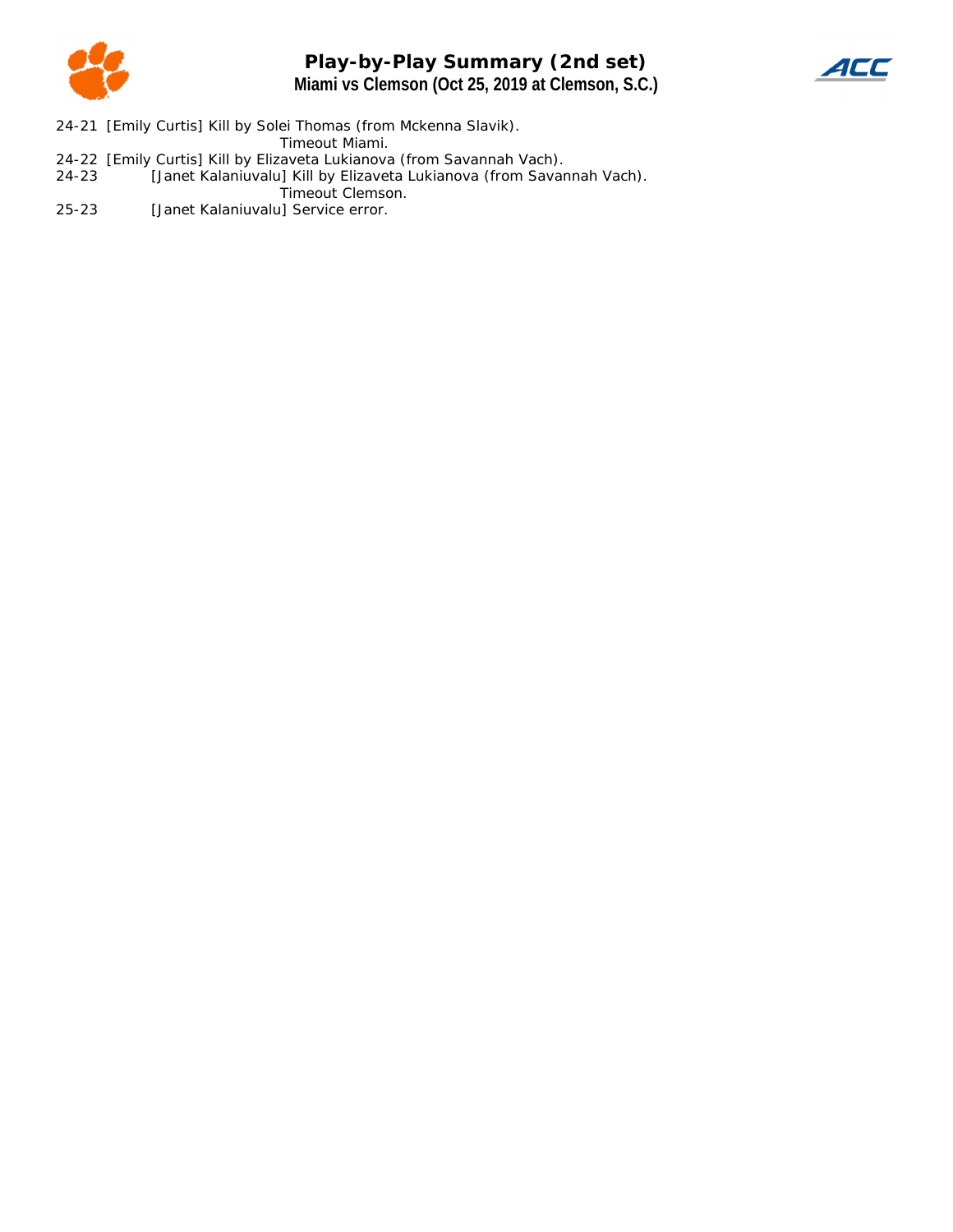# Play-by-Play Summary (2nd set)

## Miami vs Clemson (Oct 25, 2019 at Clemson, S.C.)

24-21 [Emily Curtis] Kill by Solei Thomas (from Mckenna Slavik).

Timeout Miami.

24-22 [Emily Curtis] Kill by Elizaveta Lukianova (from Savannah Vach).

24-23 [Janet Kalaniuvalu] Kill by Elizaveta Lukianova (from Savannah Vach).

Timeout Clemson.

25-23 [Janet Kalaniuvalu] Service error.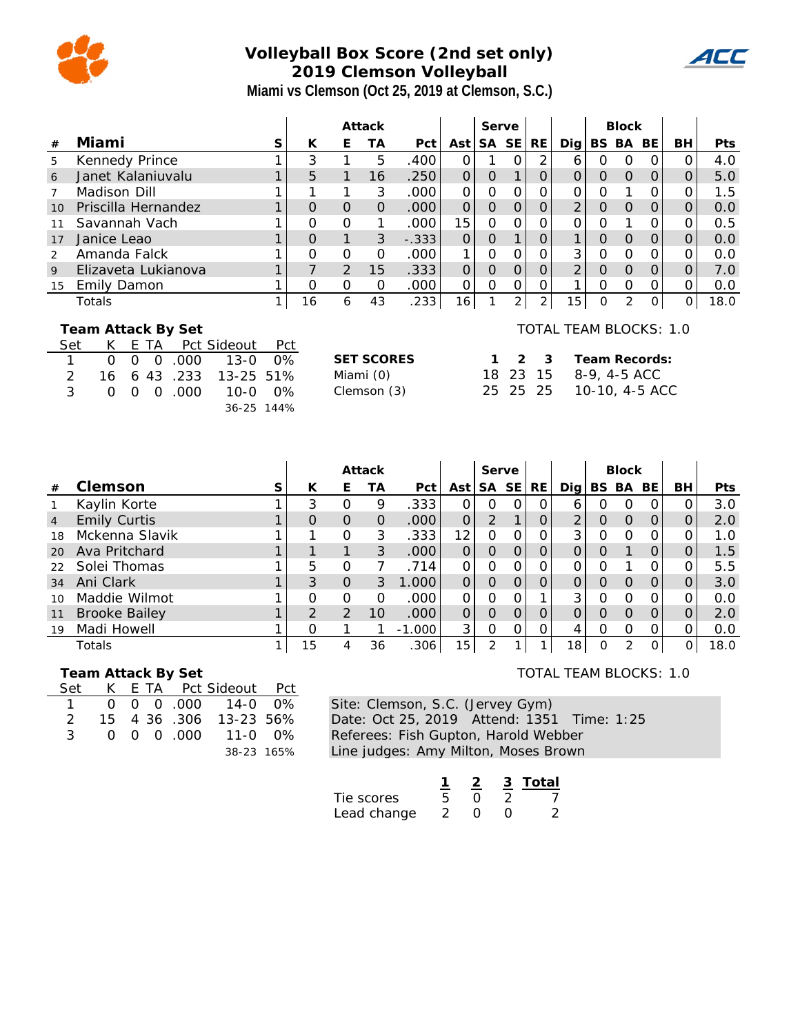# Volleyball Box Score (2nd set only)
## 2019 Clemson Volleyball
### Miami vs Clemson (Oct 25, 2019 at Clemson, S.C.)

| # | Miami | S | Attack K | Attack E | Attack TA | Attack Pct | Ast | Serve SA | Serve SE | RE | Dig | Block BS | Block BA | Block BE | BH | Pts |
|---|---|---|---|---|---|---|---|---|---|---|---|---|---|---|---|---|
| 5 | Kennedy Prince | 1 | 3 | 1 | 5 | .400 | 0 | 1 | 0 | 2 | 6 | 0 | 0 | 0 | 0 | 4.0 |
| 6 | Janet Kalaniuvalu | 1 | 5 | 1 | 16 | .250 | 0 | 0 | 1 | 0 | 0 | 0 | 0 | 0 | 0 | 5.0 |
| 7 | Madison Dill | 1 | 1 | 1 | 3 | .000 | 0 | 0 | 0 | 0 | 0 | 0 | 1 | 0 | 0 | 1.5 |
| 10 | Priscilla Hernandez | 1 | 0 | 0 | 0 | .000 | 0 | 0 | 0 | 0 | 2 | 0 | 0 | 0 | 0 | 0.0 |
| 11 | Savannah Vach | 1 | 0 | 0 | 1 | .000 | 15 | 0 | 0 | 0 | 0 | 0 | 1 | 0 | 0 | 0.5 |
| 17 | Janice Leao | 1 | 0 | 1 | 3 | -.333 | 0 | 0 | 1 | 0 | 1 | 0 | 0 | 0 | 0 | 0.0 |
| 2 | Amanda Falck | 1 | 0 | 0 | 0 | .000 | 1 | 0 | 0 | 0 | 3 | 0 | 0 | 0 | 0 | 0.0 |
| 9 | Elizaveta Lukianova | 1 | 7 | 2 | 15 | .333 | 0 | 0 | 0 | 0 | 2 | 0 | 0 | 0 | 0 | 7.0 |
| 15 | Emily Damon | 1 | 0 | 0 | 0 | .000 | 0 | 0 | 0 | 0 | 1 | 0 | 0 | 0 | 0 | 0.0 |
| | Totals | 1 | 16 | 6 | 43 | .233 | 16 | 1 | 2 | 2 | 15 | 0 | 2 | 0 | 0 | 18.0 |

TOTAL TEAM BLOCKS: 1.0

**Team Attack By Set**

| Set | K | E | TA | Pct | Sideout | Pct |
|---|---|---|---|---|---|---|
| 1 | 0 | 0 | 0 | .000 | 13-0 | 0% |
| 2 | 16 | 6 | 43 | .233 | 13-25 | 51% |
| 3 | 0 | 0 | 0 | .000 | 10-0 | 0% |
| | | | | | 36-25 | 144% |

| SET SCORES | 1 | 2 | 3 | Team Records: |
|---|---|---|---|---|
| Miami (0) | 18 | 23 | 15 | 8-9, 4-5 ACC |
| Clemson (3) | 25 | 25 | 25 | 10-10, 4-5 ACC |

| # | Clemson | S | Attack K | Attack E | Attack TA | Attack Pct | Ast | Serve SA | Serve SE | RE | Dig | Block BS | Block BA | Block BE | BH | Pts |
|---|---|---|---|---|---|---|---|---|---|---|---|---|---|---|---|---|
| 1 | Kaylin Korte | 1 | 3 | 0 | 9 | .333 | 0 | 0 | 0 | 0 | 6 | 0 | 0 | 0 | 0 | 3.0 |
| 4 | Emily Curtis | 1 | 0 | 0 | 0 | .000 | 0 | 2 | 1 | 0 | 2 | 0 | 0 | 0 | 0 | 2.0 |
| 18 | Mckenna Slavik | 1 | 1 | 0 | 3 | .333 | 12 | 0 | 0 | 0 | 3 | 0 | 0 | 0 | 0 | 1.0 |
| 20 | Ava Pritchard | 1 | 1 | 1 | 3 | .000 | 0 | 0 | 0 | 0 | 0 | 0 | 1 | 0 | 0 | 1.5 |
| 22 | Solei Thomas | 1 | 5 | 0 | 7 | .714 | 0 | 0 | 0 | 0 | 0 | 0 | 1 | 0 | 0 | 5.5 |
| 34 | Ani Clark | 1 | 3 | 0 | 3 | 1.000 | 0 | 0 | 0 | 0 | 0 | 0 | 0 | 0 | 0 | 3.0 |
| 10 | Maddie Wilmot | 1 | 0 | 0 | 0 | .000 | 0 | 0 | 0 | 1 | 3 | 0 | 0 | 0 | 0 | 0.0 |
| 11 | Brooke Bailey | 1 | 2 | 2 | 10 | .000 | 0 | 0 | 0 | 0 | 0 | 0 | 0 | 0 | 0 | 2.0 |
| 19 | Madi Howell | 1 | 0 | 1 | 1 | -1.000 | 3 | 0 | 0 | 0 | 4 | 0 | 0 | 0 | 0 | 0.0 |
| | Totals | 1 | 15 | 4 | 36 | .306 | 15 | 2 | 1 | 1 | 18 | 0 | 2 | 0 | 0 | 18.0 |

TOTAL TEAM BLOCKS: 1.0

**Team Attack By Set**

| Set | K | E | TA | Pct | Sideout | Pct |
|---|---|---|---|---|---|---|
| 1 | 0 | 0 | 0 | .000 | 14-0 | 0% |
| 2 | 15 | 4 | 36 | .306 | 13-23 | 56% |
| 3 | 0 | 0 | 0 | .000 | 11-0 | 0% |
| | | | | | 38-23 | 165% |

Site: Clemson, S.C. (Jervey Gym)
Date: Oct 25, 2019 Attend: 1351 Time: 1:25
Referees: Fish Gupton, Harold Webber
Line judges: Amy Milton, Moses Brown

| | 1 | 2 | 3 | Total |
|---|---|---|---|---|
| Tie scores | 5 | 0 | 2 | 7 |
| Lead change | 2 | 0 | 0 | 2 |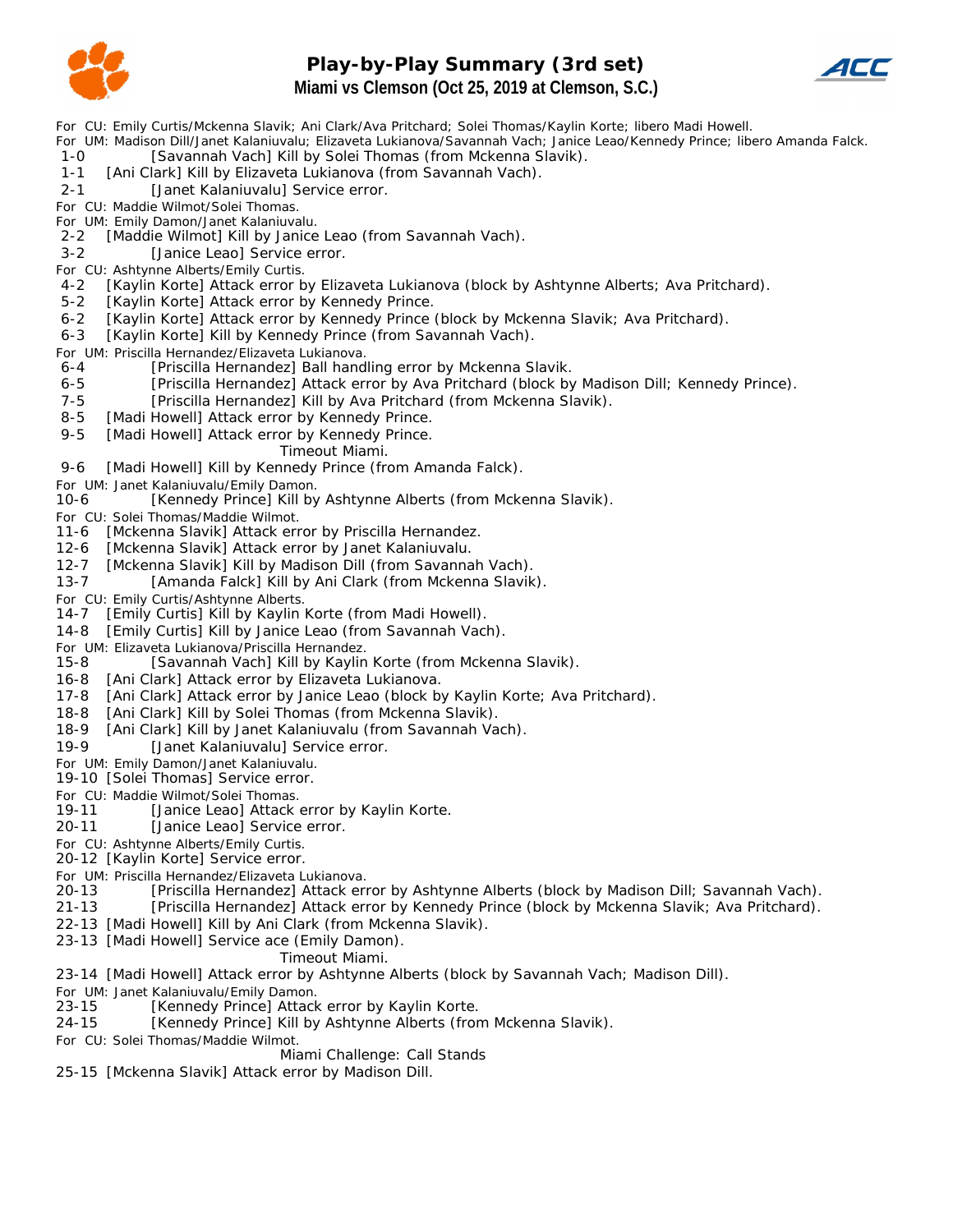# Play-by-Play Summary (3rd set)

## Miami vs Clemson (Oct 25, 2019 at Clemson, S.C.)

For CU: Emily Curtis/Mckenna Slavik; Ani Clark/Ava Pritchard; Solei Thomas/Kaylin Korte; libero Madi Howell.
For UM: Madison Dill/Janet Kalaniuvalu; Elizaveta Lukianova/Savannah Vach; Janice Leao/Kennedy Prince; libero Amanda Falck.

1-0 [Savannah Vach] Kill by Solei Thomas (from Mckenna Slavik).
1-1 [Ani Clark] Kill by Elizaveta Lukianova (from Savannah Vach).
2-1 [Janet Kalaniuvalu] Service error.
For CU: Maddie Wilmot/Solei Thomas.
For UM: Emily Damon/Janet Kalaniuvalu.
2-2 [Maddie Wilmot] Kill by Janice Leao (from Savannah Vach).
3-2 [Janice Leao] Service error.
For CU: Ashtynne Alberts/Emily Curtis.
4-2 [Kaylin Korte] Attack error by Elizaveta Lukianova (block by Ashtynne Alberts; Ava Pritchard).
5-2 [Kaylin Korte] Attack error by Kennedy Prince.
6-2 [Kaylin Korte] Attack error by Kennedy Prince (block by Mckenna Slavik; Ava Pritchard).
6-3 [Kaylin Korte] Kill by Kennedy Prince (from Savannah Vach).
For UM: Priscilla Hernandez/Elizaveta Lukianova.
6-4 [Priscilla Hernandez] Ball handling error by Mckenna Slavik.
6-5 [Priscilla Hernandez] Attack error by Ava Pritchard (block by Madison Dill; Kennedy Prince).
7-5 [Priscilla Hernandez] Kill by Ava Pritchard (from Mckenna Slavik).
8-5 [Madi Howell] Attack error by Kennedy Prince.
9-5 [Madi Howell] Attack error by Kennedy Prince.
Timeout Miami.
9-6 [Madi Howell] Kill by Kennedy Prince (from Amanda Falck).
For UM: Janet Kalaniuvalu/Emily Damon.
10-6 [Kennedy Prince] Kill by Ashtynne Alberts (from Mckenna Slavik).
For CU: Solei Thomas/Maddie Wilmot.
11-6 [Mckenna Slavik] Attack error by Priscilla Hernandez.
12-6 [Mckenna Slavik] Attack error by Janet Kalaniuvalu.
12-7 [Mckenna Slavik] Kill by Madison Dill (from Savannah Vach).
13-7 [Amanda Falck] Kill by Ani Clark (from Mckenna Slavik).
For CU: Emily Curtis/Ashtynne Alberts.
14-7 [Emily Curtis] Kill by Kaylin Korte (from Madi Howell).
14-8 [Emily Curtis] Kill by Janice Leao (from Savannah Vach).
For UM: Elizaveta Lukianova/Priscilla Hernandez.
15-8 [Savannah Vach] Kill by Kaylin Korte (from Mckenna Slavik).
16-8 [Ani Clark] Attack error by Elizaveta Lukianova.
17-8 [Ani Clark] Attack error by Janice Leao (block by Kaylin Korte; Ava Pritchard).
18-8 [Ani Clark] Kill by Solei Thomas (from Mckenna Slavik).
18-9 [Ani Clark] Kill by Janet Kalaniuvalu (from Savannah Vach).
19-9 [Janet Kalaniuvalu] Service error.
For UM: Emily Damon/Janet Kalaniuvalu.
19-10 [Solei Thomas] Service error.
For CU: Maddie Wilmot/Solei Thomas.
19-11 [Janice Leao] Attack error by Kaylin Korte.
20-11 [Janice Leao] Service error.
For CU: Ashtynne Alberts/Emily Curtis.
20-12 [Kaylin Korte] Service error.
For UM: Priscilla Hernandez/Elizaveta Lukianova.
20-13 [Priscilla Hernandez] Attack error by Ashtynne Alberts (block by Madison Dill; Savannah Vach).
21-13 [Priscilla Hernandez] Attack error by Kennedy Prince (block by Mckenna Slavik; Ava Pritchard).
22-13 [Madi Howell] Kill by Ani Clark (from Mckenna Slavik).
23-13 [Madi Howell] Service ace (Emily Damon).
Timeout Miami.
23-14 [Madi Howell] Attack error by Ashtynne Alberts (block by Savannah Vach; Madison Dill).
For UM: Janet Kalaniuvalu/Emily Damon.
23-15 [Kennedy Prince] Attack error by Kaylin Korte.
24-15 [Kennedy Prince] Kill by Ashtynne Alberts (from Mckenna Slavik).
For CU: Solei Thomas/Maddie Wilmot.
Miami Challenge: Call Stands
25-15 [Mckenna Slavik] Attack error by Madison Dill.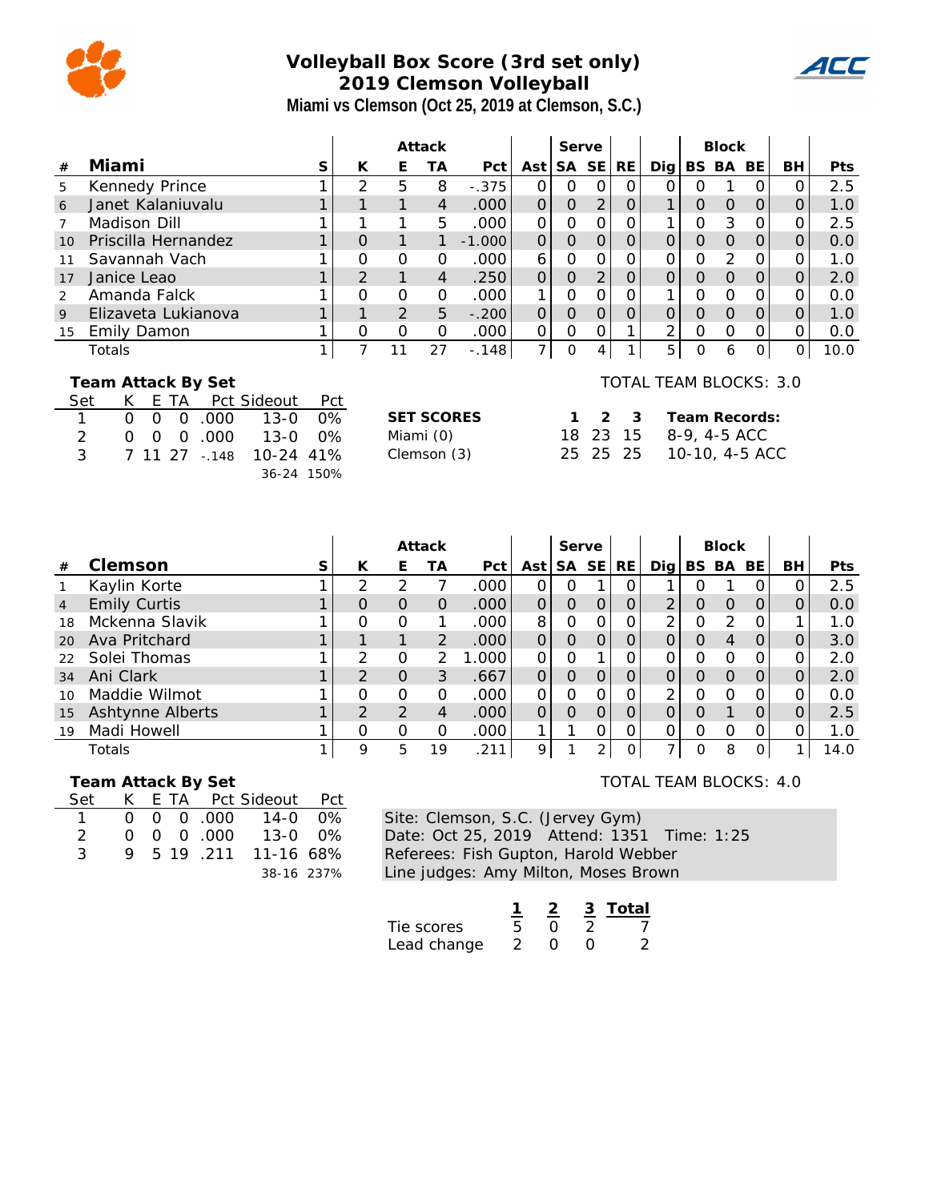# Volleyball Box Score (3rd set only)
## 2019 Clemson Volleyball
### Miami vs Clemson (Oct 25, 2019 at Clemson, S.C.)

| # | Miami | S | Attack K | E | TA | Pct | Ast | Serve SA | SE | RE | Dig | Block BS | BA | BE | BH | Pts |
|---|---|---|---|---|---|---|---|---|---|---|---|---|---|---|---|---|
| 5 | Kennedy Prince | 1 | 2 | 5 | 8 | -.375 | 0 | 0 | 0 | 0 | 0 | 0 | 1 | 0 | 0 | 2.5 |
| 6 | Janet Kalaniuvalu | 1 | 1 | 1 | 4 | .000 | 0 | 0 | 2 | 0 | 1 | 0 | 0 | 0 | 0 | 1.0 |
| 7 | Madison Dill | 1 | 1 | 1 | 5 | .000 | 0 | 0 | 0 | 0 | 1 | 0 | 3 | 0 | 0 | 2.5 |
| 10 | Priscilla Hernandez | 1 | 0 | 1 | 1 | -1.000 | 0 | 0 | 0 | 0 | 0 | 0 | 0 | 0 | 0 | 0.0 |
| 11 | Savannah Vach | 1 | 0 | 0 | 0 | .000 | 6 | 0 | 0 | 0 | 0 | 0 | 2 | 0 | 0 | 1.0 |
| 17 | Janice Leao | 1 | 2 | 1 | 4 | .250 | 0 | 0 | 2 | 0 | 0 | 0 | 0 | 0 | 0 | 2.0 |
| 2 | Amanda Falck | 1 | 0 | 0 | 0 | .000 | 1 | 0 | 0 | 0 | 1 | 0 | 0 | 0 | 0 | 0.0 |
| 9 | Elizaveta Lukianova | 1 | 1 | 2 | 5 | -.200 | 0 | 0 | 0 | 0 | 0 | 0 | 0 | 0 | 0 | 1.0 |
| 15 | Emily Damon | 1 | 0 | 0 | 0 | .000 | 0 | 0 | 0 | 1 | 2 | 0 | 0 | 0 | 0 | 0.0 |
| | Totals | 1 | 7 | 11 | 27 | -.148 | 7 | 0 | 4 | 1 | 5 | 0 | 6 | 0 | 0 | 10.0 |

**Team Attack By Set**

| Set | K | E | TA | Pct | Sideout | Pct |
|---|---|---|---|---|---|---|
| 1 | 0 | 0 | 0 | .000 | 13-0 | 0% |
| 2 | 0 | 0 | 0 | .000 | 13-0 | 0% |
| 3 | 7 | 11 | 27 | -.148 | 10-24 | 41% |
| | | | | | 36-24 | 150% |

TOTAL TEAM BLOCKS: 3.0

| SET SCORES | 1 | 2 | 3 | Team Records: |
|---|---|---|---|---|
| Miami (0) | 18 | 23 | 15 | 8-9, 4-5 ACC |
| Clemson (3) | 25 | 25 | 25 | 10-10, 4-5 ACC |

| # | Clemson | S | Attack K | E | TA | Pct | Ast | Serve SA | SE | RE | Dig | Block BS | BA | BE | BH | Pts |
|---|---|---|---|---|---|---|---|---|---|---|---|---|---|---|---|---|
| 1 | Kaylin Korte | 1 | 2 | 2 | 7 | .000 | 0 | 0 | 1 | 0 | 1 | 0 | 1 | 0 | 0 | 2.5 |
| 4 | Emily Curtis | 1 | 0 | 0 | 0 | .000 | 0 | 0 | 0 | 0 | 2 | 0 | 0 | 0 | 0 | 0.0 |
| 18 | Mckenna Slavik | 1 | 0 | 0 | 1 | .000 | 8 | 0 | 0 | 0 | 2 | 0 | 2 | 0 | 1 | 1.0 |
| 20 | Ava Pritchard | 1 | 1 | 1 | 2 | .000 | 0 | 0 | 0 | 0 | 0 | 0 | 4 | 0 | 0 | 3.0 |
| 22 | Solei Thomas | 1 | 2 | 0 | 2 | 1.000 | 0 | 0 | 1 | 0 | 0 | 0 | 0 | 0 | 0 | 2.0 |
| 34 | Ani Clark | 1 | 2 | 0 | 3 | .667 | 0 | 0 | 0 | 0 | 0 | 0 | 0 | 0 | 0 | 2.0 |
| 10 | Maddie Wilmot | 1 | 0 | 0 | 0 | .000 | 0 | 0 | 0 | 0 | 2 | 0 | 0 | 0 | 0 | 0.0 |
| 15 | Ashtynne Alberts | 1 | 2 | 2 | 4 | .000 | 0 | 0 | 0 | 0 | 0 | 0 | 1 | 0 | 0 | 2.5 |
| 19 | Madi Howell | 1 | 0 | 0 | 0 | .000 | 1 | 1 | 0 | 0 | 0 | 0 | 0 | 0 | 0 | 1.0 |
| | Totals | 1 | 9 | 5 | 19 | .211 | 9 | 1 | 2 | 0 | 7 | 0 | 8 | 0 | 1 | 14.0 |

**Team Attack By Set**

| Set | K | E | TA | Pct | Sideout | Pct |
|---|---|---|---|---|---|---|
| 1 | 0 | 0 | 0 | .000 | 14-0 | 0% |
| 2 | 0 | 0 | 0 | .000 | 13-0 | 0% |
| 3 | 9 | 5 | 19 | .211 | 11-16 | 68% |
| | | | | | 38-16 | 237% |

TOTAL TEAM BLOCKS: 4.0

Site: Clemson, S.C. (Jervey Gym)
Date: Oct 25, 2019 Attend: 1351 Time: 1:25
Referees: Fish Gupton, Harold Webber
Line judges: Amy Milton, Moses Brown

| | 1 | 2 | 3 | Total |
|---|---|---|---|---|
| Tie scores | 5 | 0 | 2 | 7 |
| Lead change | 2 | 0 | 0 | 2 |